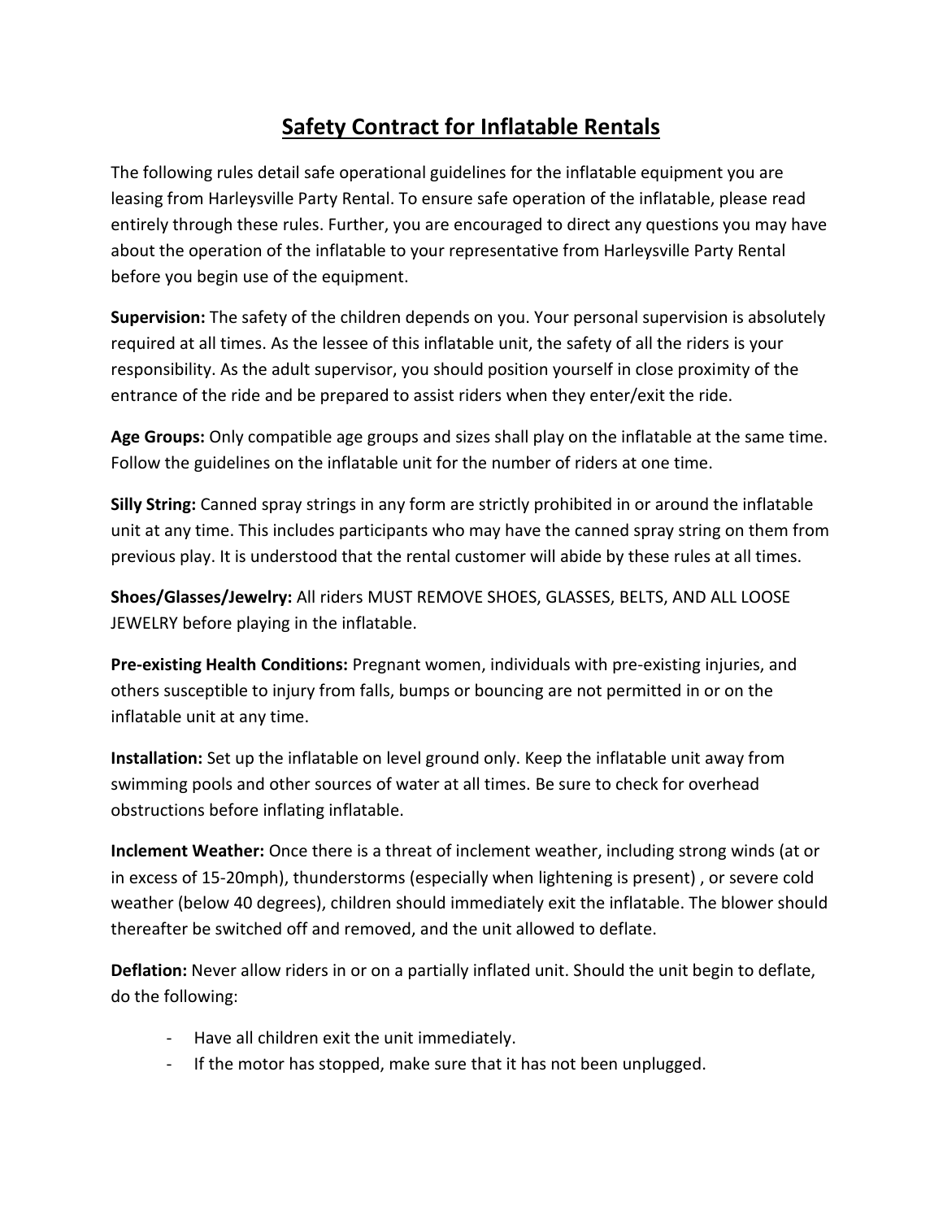# Safety Contract for Inflatable Rentals

The following rules detail safe operational guidelines for the inflatable equipment you are leasing from Harleysville Party Rental. To ensure safe operation of the inflatable, please read entirely through these rules. Further, you are encouraged to direct any questions you may have about the operation of the inflatable to your representative from Harleysville Party Rental before you begin use of the equipment.

**Supervision:** The safety of the children depends on you. Your personal supervision is absolutely required at all times. As the lessee of this inflatable unit, the safety of all the riders is your responsibility. As the adult supervisor, you should position yourself in close proximity of the entrance of the ride and be prepared to assist riders when they enter/exit the ride.

**Age Groups:** Only compatible age groups and sizes shall play on the inflatable at the same time. Follow the guidelines on the inflatable unit for the number of riders at one time.

**Silly String:** Canned spray strings in any form are strictly prohibited in or around the inflatable unit at any time. This includes participants who may have the canned spray string on them from previous play. It is understood that the rental customer will abide by these rules at all times.

**Shoes/Glasses/Jewelry:** All riders MUST REMOVE SHOES, GLASSES, BELTS, AND ALL LOOSE JEWELRY before playing in the inflatable.

**Pre-existing Health Conditions:** Pregnant women, individuals with pre-existing injuries, and others susceptible to injury from falls, bumps or bouncing are not permitted in or on the inflatable unit at any time.

**Installation:** Set up the inflatable on level ground only. Keep the inflatable unit away from swimming pools and other sources of water at all times. Be sure to check for overhead obstructions before inflating inflatable.

**Inclement Weather:** Once there is a threat of inclement weather, including strong winds (at or in excess of 15-20mph), thunderstorms (especially when lightening is present) , or severe cold weather (below 40 degrees), children should immediately exit the inflatable. The blower should thereafter be switched off and removed, and the unit allowed to deflate.

**Deflation:** Never allow riders in or on a partially inflated unit. Should the unit begin to deflate, do the following:

- Have all children exit the unit immediately.
- If the motor has stopped, make sure that it has not been unplugged.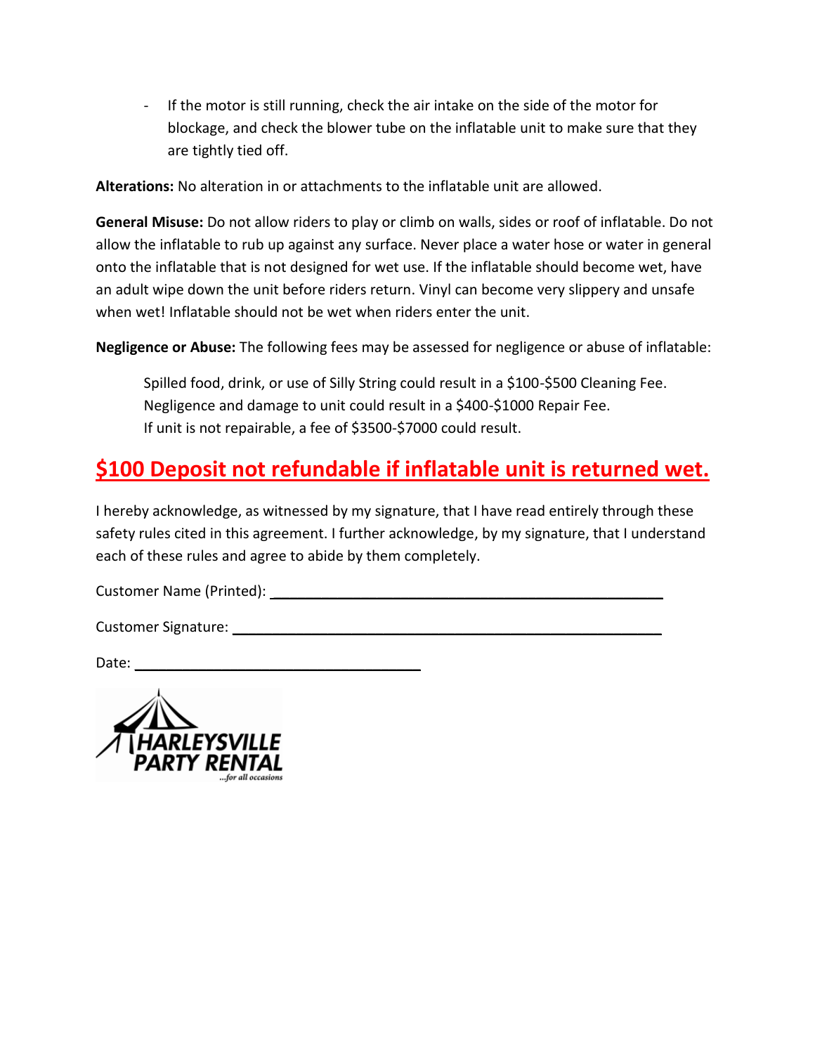- If the motor is still running, check the air intake on the side of the motor for blockage, and check the blower tube on the inflatable unit to make sure that they are tightly tied off.

**Alterations:** No alteration in or attachments to the inflatable unit are allowed.

**General Misuse:** Do not allow riders to play or climb on walls, sides or roof of inflatable. Do not allow the inflatable to rub up against any surface. Never place a water hose or water in general onto the inflatable that is not designed for wet use. If the inflatable should become wet, have an adult wipe down the unit before riders return. Vinyl can become very slippery and unsafe when wet! Inflatable should not be wet when riders enter the unit.

**Negligence or Abuse:** The following fees may be assessed for negligence or abuse of inflatable:

Spilled food, drink, or use of Silly String could result in a $100-$500 Cleaning Fee.
Negligence and damage to unit could result in a $400-$1000 Repair Fee.
If unit is not repairable, a fee of $3500-$7000 could result.

## $100 Deposit not refundable if inflatable unit is returned wet.

I hereby acknowledge, as witnessed by my signature, that I have read entirely through these safety rules cited in this agreement. I further acknowledge, by my signature, that I understand each of these rules and agree to abide by them completely.

Customer Name (Printed): ______________________________

Customer Signature: ______________________________

Date: ______________________

HARLEYSVILLE PARTY RENTAL ...for all occasions